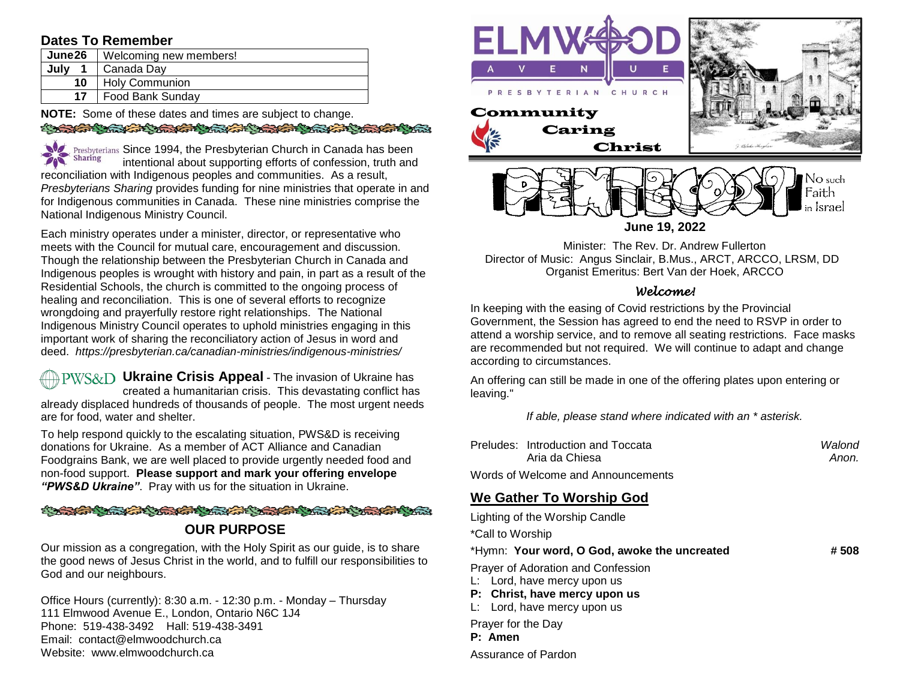## Dates To Remember

| June 26 | Welcoming new members! |
|---|---|
| July 1 | Canada Day |
| 10 | Holy Communion |
| 17 | Food Bank Sunday |

**NOTE:** Some of these dates and times are subject to change.

Presbyterians Sharing Since 1994, the Presbyterian Church in Canada has been intentional about supporting efforts of confession, truth and reconciliation with Indigenous peoples and communities. As a result, *Presbyterians Sharing* provides funding for nine ministries that operate in and for Indigenous communities in Canada. These nine ministries comprise the National Indigenous Ministry Council.

Each ministry operates under a minister, director, or representative who meets with the Council for mutual care, encouragement and discussion. Though the relationship between the Presbyterian Church in Canada and Indigenous peoples is wrought with history and pain, in part as a result of the Residential Schools, the church is committed to the ongoing process of healing and reconciliation. This is one of several efforts to recognize wrongdoing and prayerfully restore right relationships. The National Indigenous Ministry Council operates to uphold ministries engaging in this important work of sharing the reconciliatory action of Jesus in word and deed. *https://presbyterian.ca/canadian-ministries/indigenous-ministries/*

PWS&D **Ukraine Crisis Appeal** - The invasion of Ukraine has created a humanitarian crisis. This devastating conflict has already displaced hundreds of thousands of people. The most urgent needs are for food, water and shelter.

To help respond quickly to the escalating situation, PWS&D is receiving donations for Ukraine. As a member of ACT Alliance and Canadian Foodgrains Bank, we are well placed to provide urgently needed food and non-food support. **Please support and mark your offering envelope *"PWS&D Ukraine"*.** Pray with us for the situation in Ukraine.

## OUR PURPOSE

Our mission as a congregation, with the Holy Spirit as our guide, is to share the good news of Jesus Christ in the world, and to fulfill our responsibilities to God and our neighbours.

Office Hours (currently): 8:30 a.m. - 12:30 p.m. - Monday – Thursday
111 Elmwood Avenue E., London, Ontario N6C 1J4
Phone: 519-438-3492 Hall: 519-438-3491
Email: contact@elmwoodchurch.ca
Website: www.elmwoodchurch.ca

# ELMWOOD AVENUE PRESBYTERIAN CHURCH

Community
Caring
Christ

# PENTECOST

No such Faith in Israel

**June 19, 2022**

Minister: The Rev. Dr. Andrew Fullerton
Director of Music: Angus Sinclair, B.Mus., ARCT, ARCCO, LRSM, DD
Organist Emeritus: Bert Van der Hoek, ARCCO

### *Welcome!*

In keeping with the easing of Covid restrictions by the Provincial Government, the Session has agreed to end the need to RSVP in order to attend a worship service, and to remove all seating restrictions. Face masks are recommended but not required. We will continue to adapt and change according to circumstances.

An offering can still be made in one of the offering plates upon entering or leaving."

*If able, please stand where indicated with an * asterisk.*

Preludes: Introduction and Toccata — *Walond*
Aria da Chiesa — *Anon.*

Words of Welcome and Announcements

## We Gather To Worship God

Lighting of the Worship Candle

*Call to Worship

*Hymn: **Your word, O God, awoke the uncreated** — **# 508**

Prayer of Adoration and Confession
L: Lord, have mercy upon us
**P: Christ, have mercy upon us**
L: Lord, have mercy upon us

Prayer for the Day
**P: Amen**

Assurance of Pardon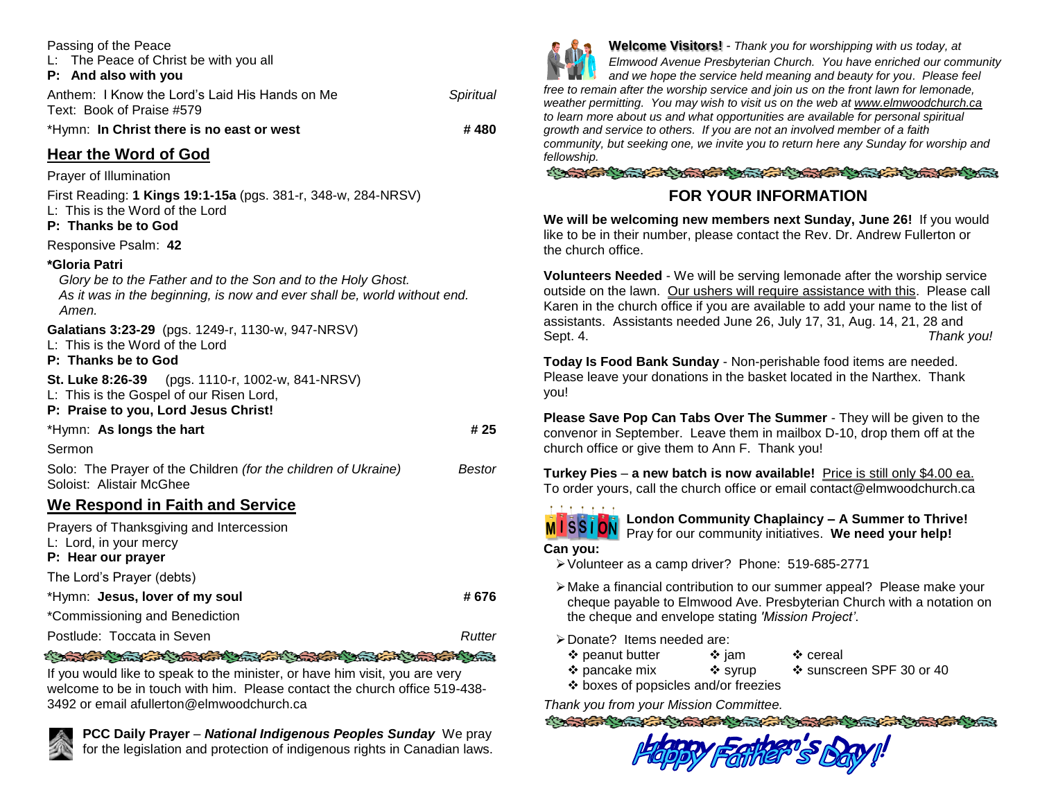Passing of the Peace

L: The Peace of Christ be with you all

**P: And also with you**

Anthem: I Know the Lord's Laid His Hands on Me *Spiritual*

Text: Book of Praise #579

*Hymn: **In Christ there is no east or west** **# 480**

## Hear the Word of God

Prayer of Illumination

First Reading: **1 Kings 19:1-15a** (pgs. 381-r, 348-w, 284-NRSV)

L: This is the Word of the Lord

**P: Thanks be to God**

Responsive Psalm: **42**

***Gloria Patri**

*Glory be to the Father and to the Son and to the Holy Ghost.*
*As it was in the beginning, is now and ever shall be, world without end. Amen.*

**Galatians 3:23-29** (pgs. 1249-r, 1130-w, 947-NRSV)

L: This is the Word of the Lord

**P: Thanks be to God**

**St. Luke 8:26-39** (pgs. 1110-r, 1002-w, 841-NRSV)

L: This is the Gospel of our Risen Lord,

**P: Praise to you, Lord Jesus Christ!**

*Hymn: **As longs the hart** **# 25**

Sermon

Solo: The Prayer of the Children *(for the children of Ukraine)* *Bestor*

Soloist: Alistair McGhee

## We Respond in Faith and Service

Prayers of Thanksgiving and Intercession

L: Lord, in your mercy

**P: Hear our prayer**

The Lord's Prayer (debts)

*Hymn: **Jesus, lover of my soul** **# 676**

*Commissioning and Benediction

Postlude: Toccata in Seven *Rutter*

If you would like to speak to the minister, or have him visit, you are very welcome to be in touch with him. Please contact the church office 519-438-3492 or email afullerton@elmwoodchurch.ca

**PCC Daily Prayer** – ***National Indigenous Peoples Sunday*** We pray for the legislation and protection of indigenous rights in Canadian laws.

**Welcome Visitors!** - *Thank you for worshipping with us today, at Elmwood Avenue Presbyterian Church. You have enriched our community and we hope the service held meaning and beauty for you. Please feel free to remain after the worship service and join us on the front lawn for lemonade, weather permitting. You may wish to visit us on the web at www.elmwoodchurch.ca to learn more about us and what opportunities are available for personal spiritual growth and service to others. If you are not an involved member of a faith community, but seeking one, we invite you to return here any Sunday for worship and fellowship.*

## FOR YOUR INFORMATION

**We will be welcoming new members next Sunday, June 26!** If you would like to be in their number, please contact the Rev. Dr. Andrew Fullerton or the church office.

**Volunteers Needed** - We will be serving lemonade after the worship service outside on the lawn. Our ushers will require assistance with this. Please call Karen in the church office if you are available to add your name to the list of assistants. Assistants needed June 26, July 17, 31, Aug. 14, 21, 28 and Sept. 4. *Thank you!*

**Today Is Food Bank Sunday** - Non-perishable food items are needed. Please leave your donations in the basket located in the Narthex. Thank you!

**Please Save Pop Can Tabs Over The Summer** - They will be given to the convenor in September. Leave them in mailbox D-10, drop them off at the church office or give them to Ann F. Thank you!

**Turkey Pies** – **a new batch is now available!** Price is still only $4.00 ea. To order yours, call the church office or email contact@elmwoodchurch.ca

**London Community Chaplaincy – A Summer to Thrive!** Pray for our community initiatives. **We need your help!**

**Can you:**

- Volunteer as a camp driver? Phone: 519-685-2771
- Make a financial contribution to our summer appeal? Please make your cheque payable to Elmwood Ave. Presbyterian Church with a notation on the cheque and envelope stating *'Mission Project'*.
- Donate? Items needed are:
  - peanut butter
  - jam
  - cereal
  - pancake mix
  - syrup
  - sunscreen SPF 30 or 40
  - boxes of popsicles and/or freezies

*Thank you from your Mission Committee.*

*Happy Father's Day!*